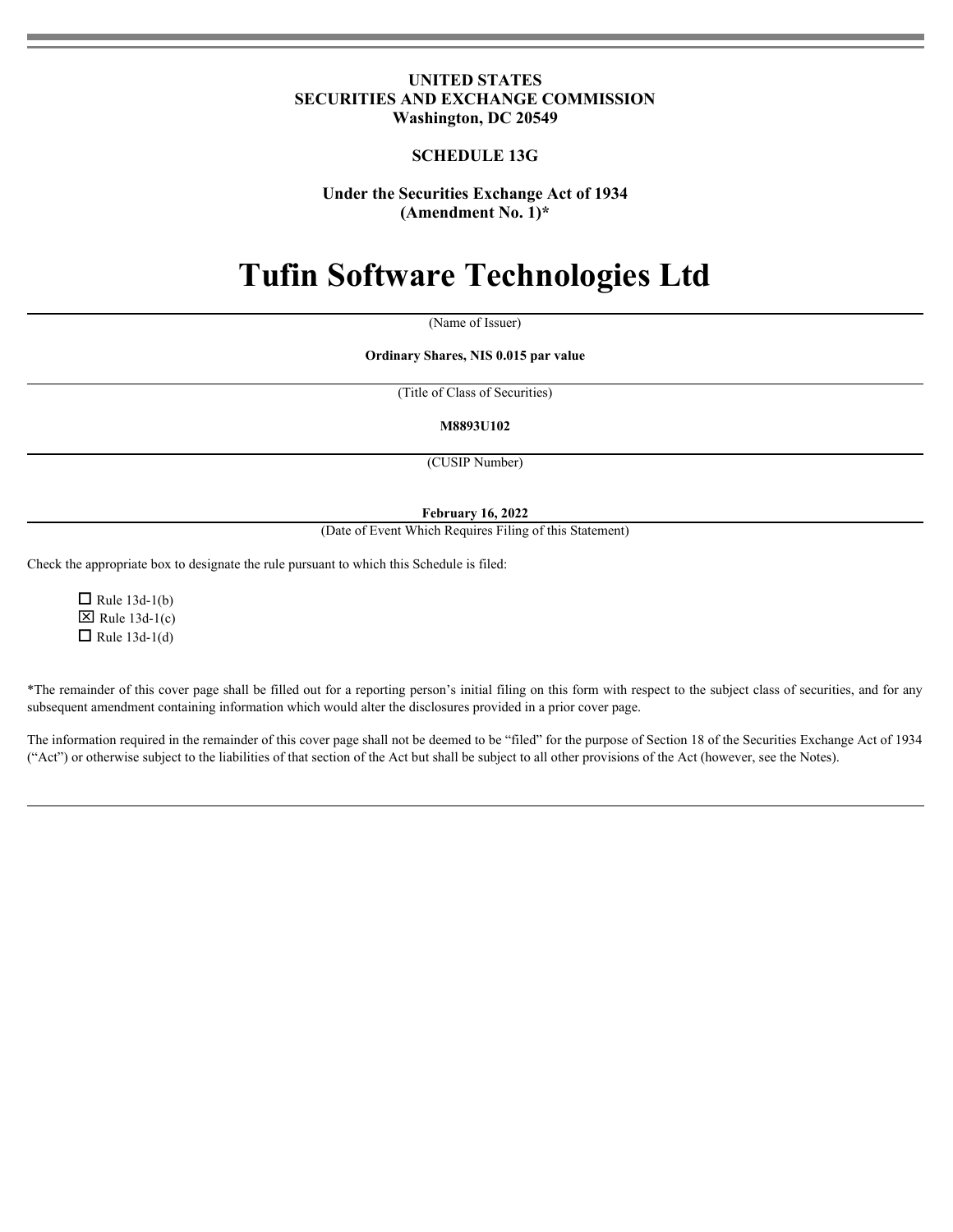**UNITED STATES**
**SECURITIES AND EXCHANGE COMMISSION**
**Washington, DC 20549**

**SCHEDULE 13G**

**Under the Securities Exchange Act of 1934**
**(Amendment No. 1)***

# Tufin Software Technologies Ltd

(Name of Issuer)

**Ordinary Shares, NIS 0.015 par value**

(Title of Class of Securities)

**M8893U102**

(CUSIP Number)

**February 16, 2022**

(Date of Event Which Requires Filing of this Statement)

Check the appropriate box to designate the rule pursuant to which this Schedule is filed:

☐ Rule 13d-1(b)
☒ Rule 13d-1(c)
☐ Rule 13d-1(d)

*The remainder of this cover page shall be filled out for a reporting person's initial filing on this form with respect to the subject class of securities, and for any subsequent amendment containing information which would alter the disclosures provided in a prior cover page.

The information required in the remainder of this cover page shall not be deemed to be "filed" for the purpose of Section 18 of the Securities Exchange Act of 1934 ("Act") or otherwise subject to the liabilities of that section of the Act but shall be subject to all other provisions of the Act (however, see the Notes).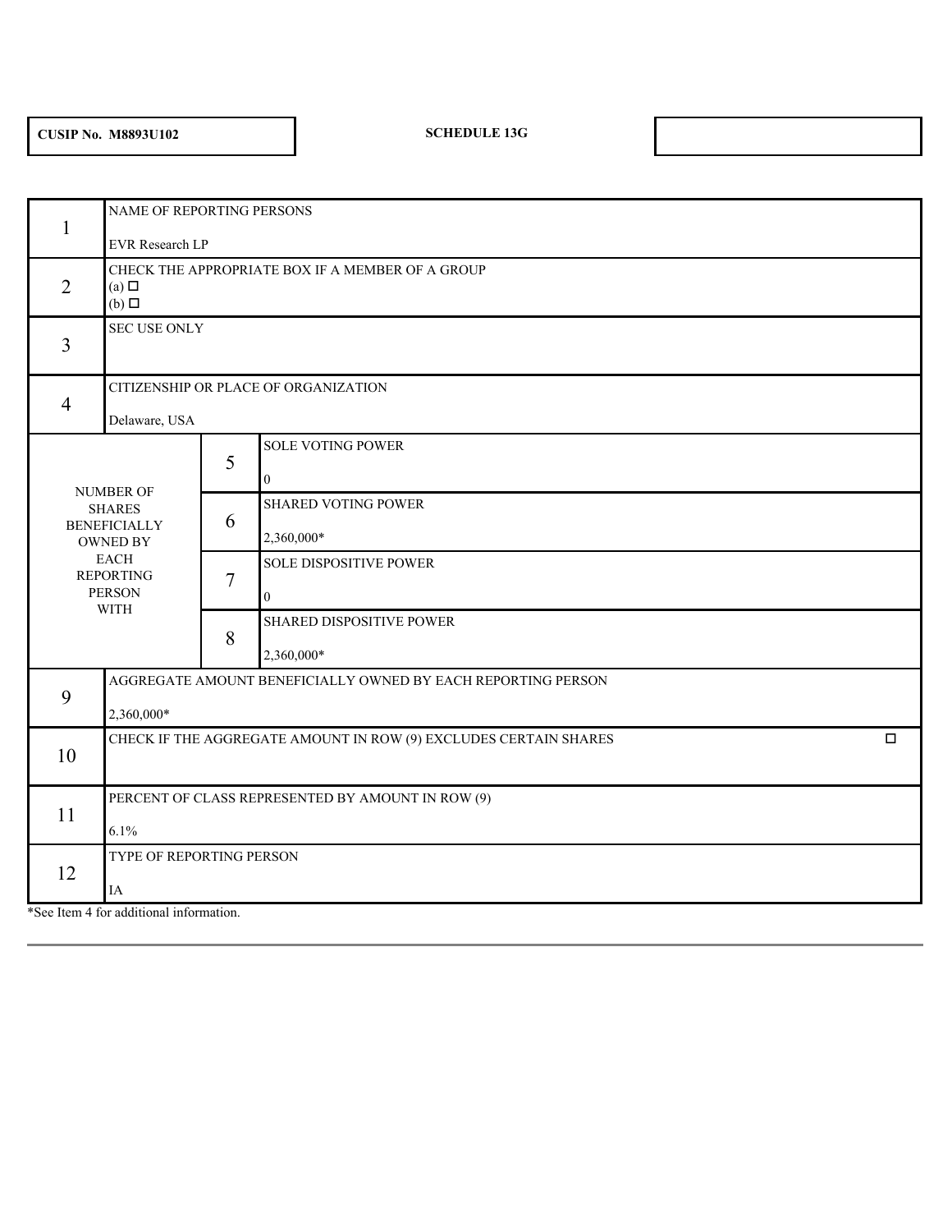**CUSIP No. M8893U102** | **SCHEDULE 13G**

| | | | |
|---|---|---|---|
| 1 | NAME OF REPORTING PERSONS<br><br>EVR Research LP | | |
| 2 | CHECK THE APPROPRIATE BOX IF A MEMBER OF A GROUP<br>(a) ☐<br>(b) ☐ | | |
| 3 | SEC USE ONLY | | |
| 4 | CITIZENSHIP OR PLACE OF ORGANIZATION<br><br>Delaware, USA | | |
| NUMBER OF SHARES BENEFICIALLY OWNED BY EACH REPORTING PERSON WITH | | 5 | SOLE VOTING POWER<br><br>0 |
| | | 6 | SHARED VOTING POWER<br><br>2,360,000* |
| | | 7 | SOLE DISPOSITIVE POWER<br><br>0 |
| | | 8 | SHARED DISPOSITIVE POWER<br><br>2,360,000* |
| 9 | AGGREGATE AMOUNT BENEFICIALLY OWNED BY EACH REPORTING PERSON<br><br>2,360,000* | | |
| 10 | CHECK IF THE AGGREGATE AMOUNT IN ROW (9) EXCLUDES CERTAIN SHARES ☐ | | |
| 11 | PERCENT OF CLASS REPRESENTED BY AMOUNT IN ROW (9)<br><br>6.1% | | |
| 12 | TYPE OF REPORTING PERSON<br><br>IA | | |

*See Item 4 for additional information.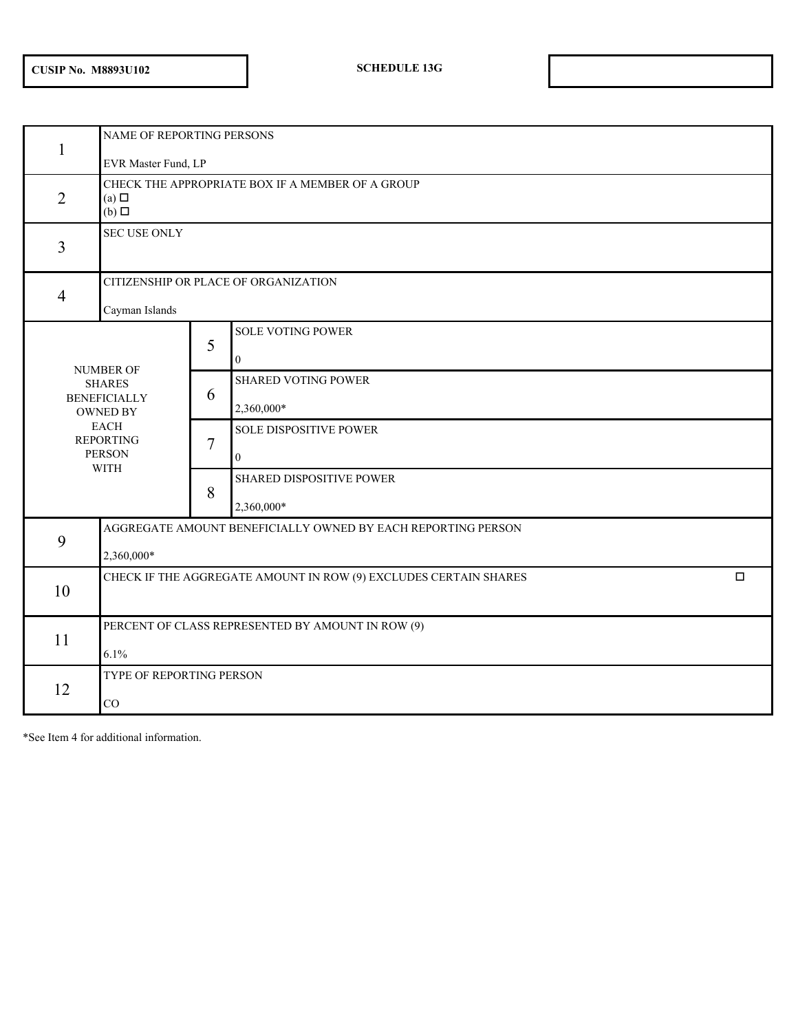**CUSIP No. M8893U102** | **SCHEDULE 13G**

| | | | |
|---|---|---|---|
| 1 | NAME OF REPORTING PERSONS<br><br>EVR Master Fund, LP | | |
| 2 | CHECK THE APPROPRIATE BOX IF A MEMBER OF A GROUP<br>(a) ☐<br>(b) ☐ | | |
| 3 | SEC USE ONLY | | |
| 4 | CITIZENSHIP OR PLACE OF ORGANIZATION<br><br>Cayman Islands | | |
| NUMBER OF SHARES BENEFICIALLY OWNED BY EACH REPORTING PERSON WITH | | 5 | SOLE VOTING POWER<br><br>0 |
| | | 6 | SHARED VOTING POWER<br><br>2,360,000* |
| | | 7 | SOLE DISPOSITIVE POWER<br><br>0 |
| | | 8 | SHARED DISPOSITIVE POWER<br><br>2,360,000* |
| 9 | AGGREGATE AMOUNT BENEFICIALLY OWNED BY EACH REPORTING PERSON<br><br>2,360,000* | | |
| 10 | CHECK IF THE AGGREGATE AMOUNT IN ROW (9) EXCLUDES CERTAIN SHARES ☐ | | |
| 11 | PERCENT OF CLASS REPRESENTED BY AMOUNT IN ROW (9)<br><br>6.1% | | |
| 12 | TYPE OF REPORTING PERSON<br><br>CO | | |

*See Item 4 for additional information.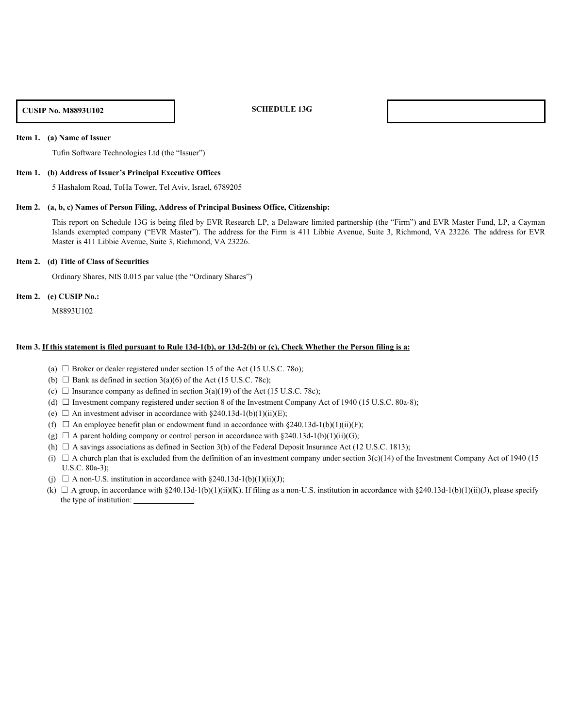**CUSIP No. M8893U102** | **SCHEDULE 13G**

**Item 1. (a) Name of Issuer**

Tufin Software Technologies Ltd (the "Issuer")

**Item 1. (b) Address of Issuer's Principal Executive Offices**

5 Hashalom Road, ToHa Tower, Tel Aviv, Israel, 6789205

**Item 2. (a, b, c) Names of Person Filing, Address of Principal Business Office, Citizenship:**

This report on Schedule 13G is being filed by EVR Research LP, a Delaware limited partnership (the "Firm") and EVR Master Fund, LP, a Cayman Islands exempted company ("EVR Master"). The address for the Firm is 411 Libbie Avenue, Suite 3, Richmond, VA 23226. The address for EVR Master is 411 Libbie Avenue, Suite 3, Richmond, VA 23226.

**Item 2. (d) Title of Class of Securities**

Ordinary Shares, NIS 0.015 par value (the "Ordinary Shares")

**Item 2. (e) CUSIP No.:**

M8893U102

**Item 3. If this statement is filed pursuant to Rule 13d-1(b), or 13d-2(b) or (c), Check Whether the Person filing is a:**

- (a) ☐ Broker or dealer registered under section 15 of the Act (15 U.S.C. 78o);
- (b) ☐ Bank as defined in section 3(a)(6) of the Act (15 U.S.C. 78c);
- (c) ☐ Insurance company as defined in section 3(a)(19) of the Act (15 U.S.C. 78c);
- (d) ☐ Investment company registered under section 8 of the Investment Company Act of 1940 (15 U.S.C. 80a-8);
- (e) ☐ An investment adviser in accordance with §240.13d-1(b)(1)(ii)(E);
- (f) ☐ An employee benefit plan or endowment fund in accordance with §240.13d-1(b)(1)(ii)(F);
- (g) ☐ A parent holding company or control person in accordance with §240.13d-1(b)(1)(ii)(G);
- (h) ☐ A savings associations as defined in Section 3(b) of the Federal Deposit Insurance Act (12 U.S.C. 1813);
- (i) ☐ A church plan that is excluded from the definition of an investment company under section 3(c)(14) of the Investment Company Act of 1940 (15 U.S.C. 80a-3);
- (j) ☐ A non-U.S. institution in accordance with §240.13d-1(b)(1)(ii)(J);
- (k) ☐ A group, in accordance with §240.13d-1(b)(1)(ii)(K). If filing as a non-U.S. institution in accordance with §240.13d-1(b)(1)(ii)(J), please specify the type of institution: ______________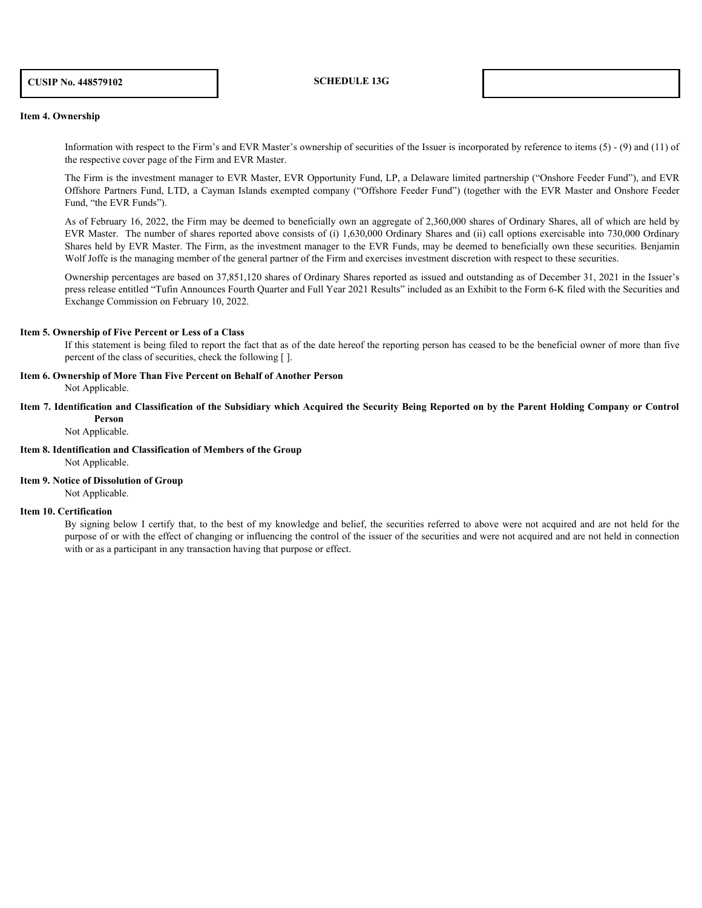**CUSIP No. 448579102** | **SCHEDULE 13G**

**Item 4. Ownership**

Information with respect to the Firm's and EVR Master's ownership of securities of the Issuer is incorporated by reference to items (5) - (9) and (11) of the respective cover page of the Firm and EVR Master.

The Firm is the investment manager to EVR Master, EVR Opportunity Fund, LP, a Delaware limited partnership ("Onshore Feeder Fund"), and EVR Offshore Partners Fund, LTD, a Cayman Islands exempted company ("Offshore Feeder Fund") (together with the EVR Master and Onshore Feeder Fund, "the EVR Funds").

As of February 16, 2022, the Firm may be deemed to beneficially own an aggregate of 2,360,000 shares of Ordinary Shares, all of which are held by EVR Master. The number of shares reported above consists of (i) 1,630,000 Ordinary Shares and (ii) call options exercisable into 730,000 Ordinary Shares held by EVR Master. The Firm, as the investment manager to the EVR Funds, may be deemed to beneficially own these securities. Benjamin Wolf Joffe is the managing member of the general partner of the Firm and exercises investment discretion with respect to these securities.

Ownership percentages are based on 37,851,120 shares of Ordinary Shares reported as issued and outstanding as of December 31, 2021 in the Issuer's press release entitled "Tufin Announces Fourth Quarter and Full Year 2021 Results" included as an Exhibit to the Form 6-K filed with the Securities and Exchange Commission on February 10, 2022.

**Item 5. Ownership of Five Percent or Less of a Class**

If this statement is being filed to report the fact that as of the date hereof the reporting person has ceased to be the beneficial owner of more than five percent of the class of securities, check the following [ ].

**Item 6. Ownership of More Than Five Percent on Behalf of Another Person**

Not Applicable.

**Item 7. Identification and Classification of the Subsidiary which Acquired the Security Being Reported on by the Parent Holding Company or Control Person**

Not Applicable.

**Item 8. Identification and Classification of Members of the Group**

Not Applicable.

**Item 9. Notice of Dissolution of Group**

Not Applicable.

**Item 10. Certification**

By signing below I certify that, to the best of my knowledge and belief, the securities referred to above were not acquired and are not held for the purpose of or with the effect of changing or influencing the control of the issuer of the securities and were not acquired and are not held in connection with or as a participant in any transaction having that purpose or effect.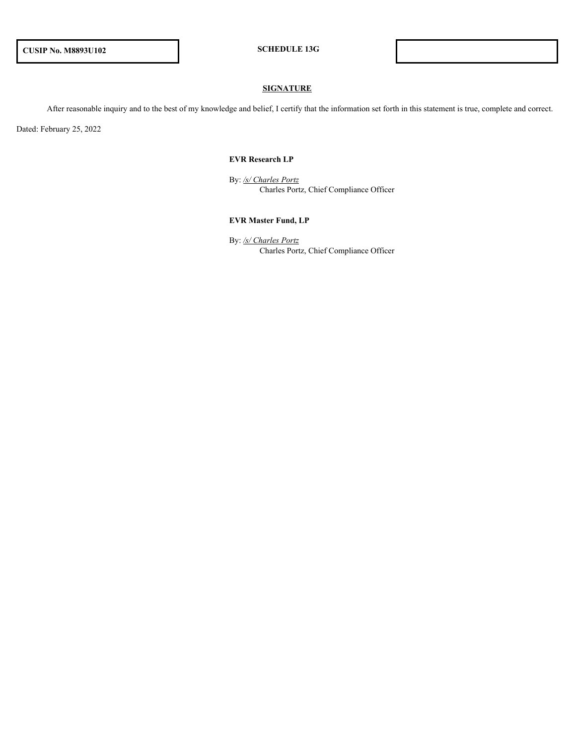**CUSIP No. M8893U102** | **SCHEDULE 13G**

## SIGNATURE

After reasonable inquiry and to the best of my knowledge and belief, I certify that the information set forth in this statement is true, complete and correct.

Dated: February 25, 2022

**EVR Research LP**

By: */s/ Charles Portz*
Charles Portz, Chief Compliance Officer

**EVR Master Fund, LP**

By: */s/ Charles Portz*
Charles Portz, Chief Compliance Officer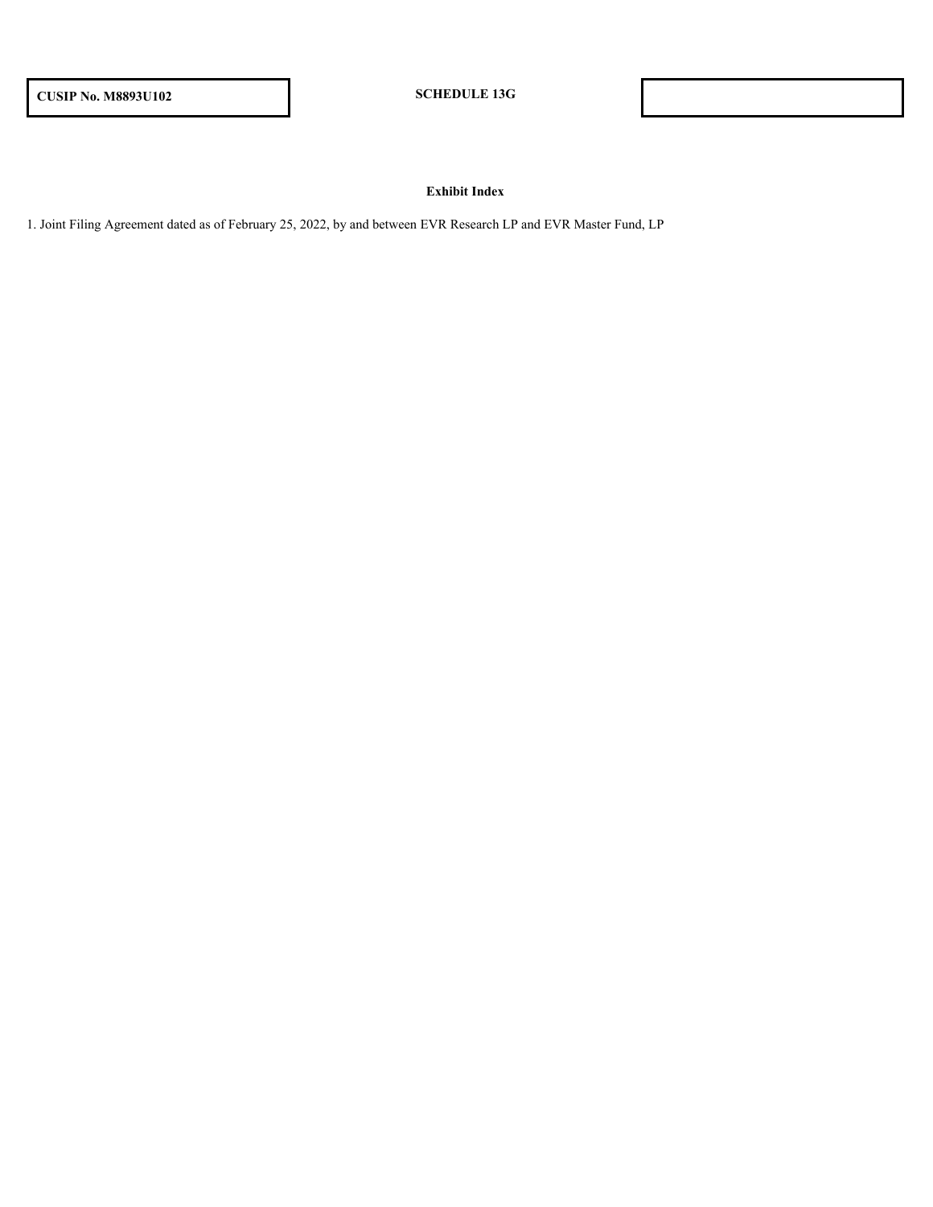**CUSIP No. M8893U102** | **SCHEDULE 13G**

**Exhibit Index**

1. Joint Filing Agreement dated as of February 25, 2022, by and between EVR Research LP and EVR Master Fund, LP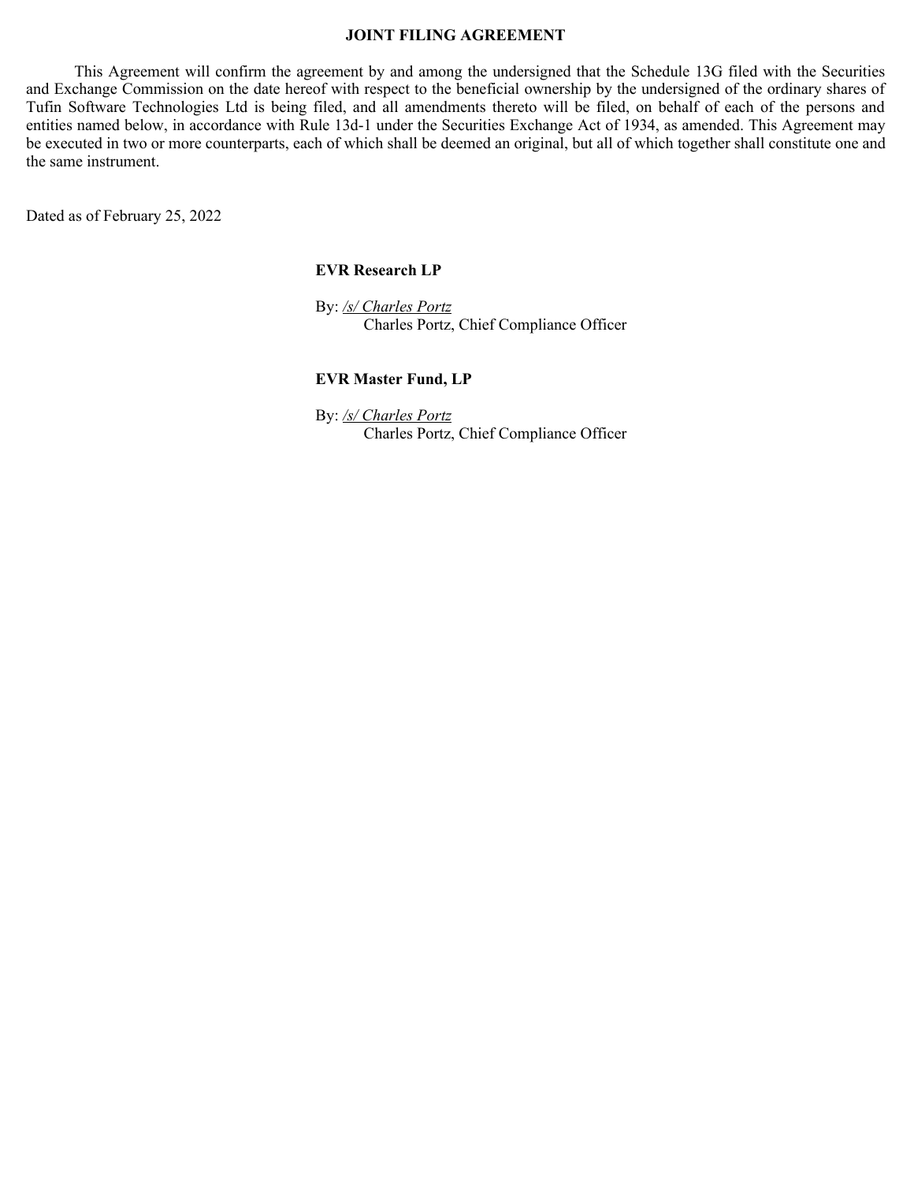## JOINT FILING AGREEMENT

This Agreement will confirm the agreement by and among the undersigned that the Schedule 13G filed with the Securities and Exchange Commission on the date hereof with respect to the beneficial ownership by the undersigned of the ordinary shares of Tufin Software Technologies Ltd is being filed, and all amendments thereto will be filed, on behalf of each of the persons and entities named below, in accordance with Rule 13d-1 under the Securities Exchange Act of 1934, as amended. This Agreement may be executed in two or more counterparts, each of which shall be deemed an original, but all of which together shall constitute one and the same instrument.

Dated as of February 25, 2022

**EVR Research LP**

By: */s/ Charles Portz*
Charles Portz, Chief Compliance Officer

**EVR Master Fund, LP**

By: */s/ Charles Portz*
Charles Portz, Chief Compliance Officer